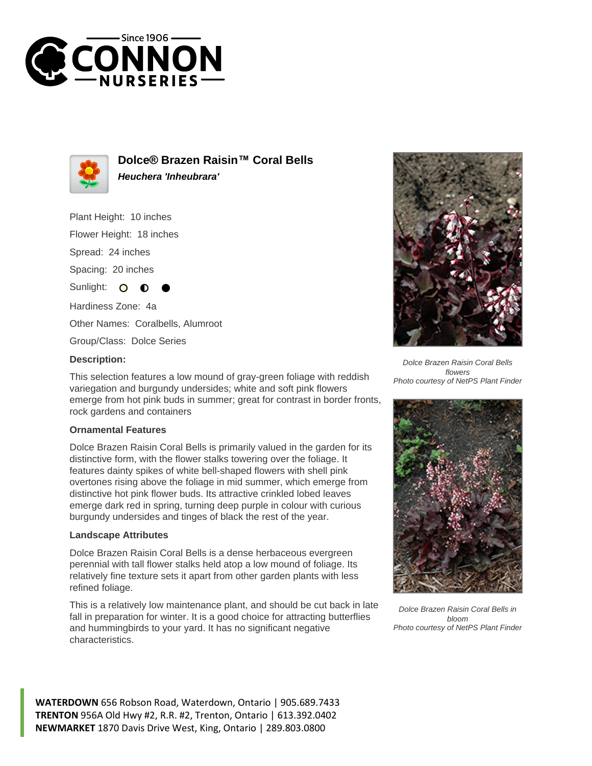# Dolce® Brazen Raisin™ Coral Bells

***Heuchera 'Inheubrara'***

Plant Height: 10 inches

Flower Height: 18 inches

Spread: 24 inches

Spacing: 20 inches

Sunlight:

Hardiness Zone: 4a

Other Names: Coralbells, Alumroot

Group/Class: Dolce Series

**Description:**

This selection features a low mound of gray-green foliage with reddish variegation and burgundy undersides; white and soft pink flowers emerge from hot pink buds in summer; great for contrast in border fronts, rock gardens and containers

### Ornamental Features

Dolce Brazen Raisin Coral Bells is primarily valued in the garden for its distinctive form, with the flower stalks towering over the foliage. It features dainty spikes of white bell-shaped flowers with shell pink overtones rising above the foliage in mid summer, which emerge from distinctive hot pink flower buds. Its attractive crinkled lobed leaves emerge dark red in spring, turning deep purple in colour with curious burgundy undersides and tinges of black the rest of the year.

### Landscape Attributes

Dolce Brazen Raisin Coral Bells is a dense herbaceous evergreen perennial with tall flower stalks held atop a low mound of foliage. Its relatively fine texture sets it apart from other garden plants with less refined foliage.

This is a relatively low maintenance plant, and should be cut back in late fall in preparation for winter. It is a good choice for attracting butterflies and hummingbirds to your yard. It has no significant negative characteristics.

*Dolce Brazen Raisin Coral Bells flowers*
*Photo courtesy of NetPS Plant Finder*

*Dolce Brazen Raisin Coral Bells in bloom*
*Photo courtesy of NetPS Plant Finder*

**WATERDOWN** 656 Robson Road, Waterdown, Ontario | 905.689.7433
**TRENTON** 956A Old Hwy #2, R.R. #2, Trenton, Ontario | 613.392.0402
**NEWMARKET** 1870 Davis Drive West, King, Ontario | 289.803.0800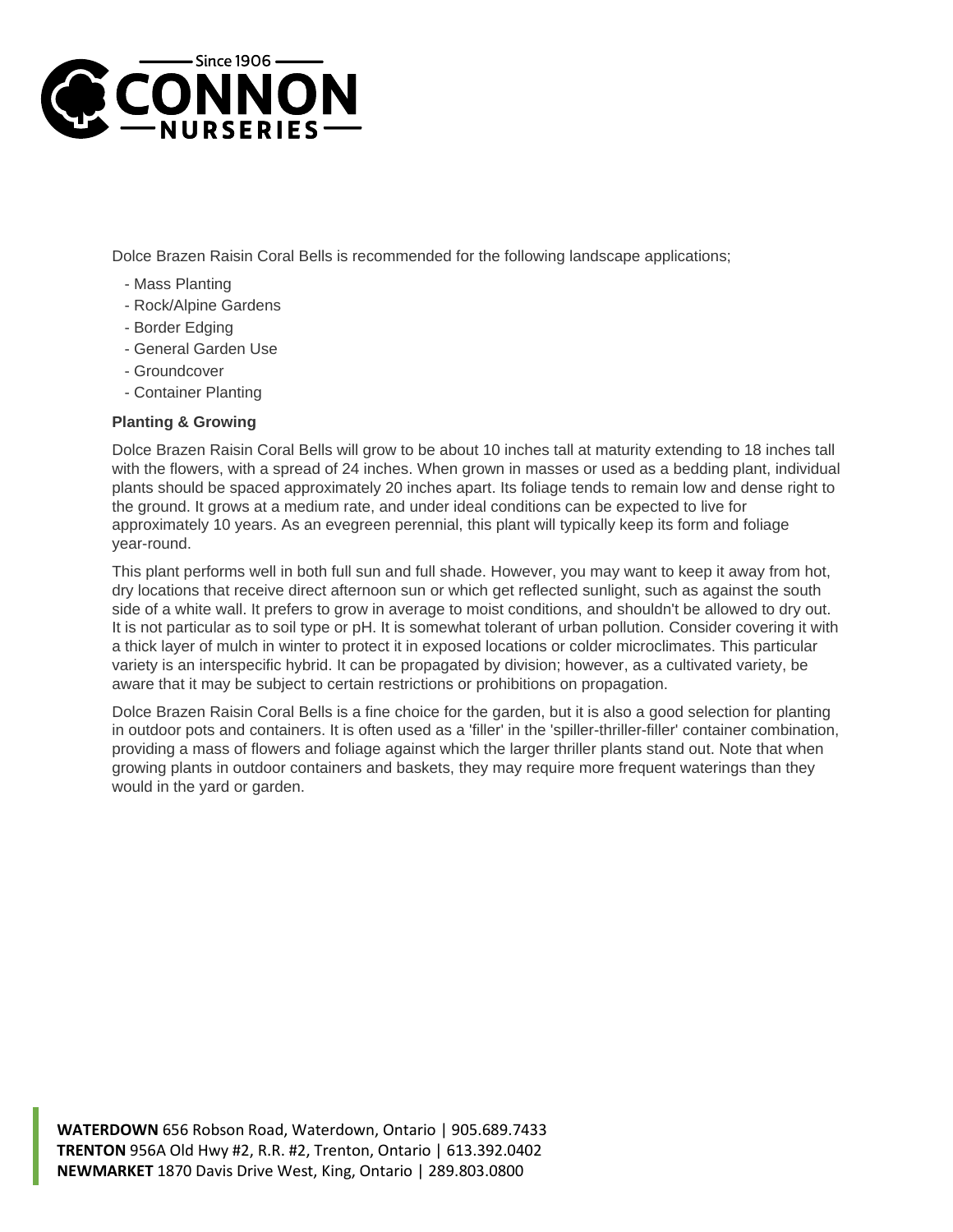Dolce Brazen Raisin Coral Bells is recommended for the following landscape applications;

- Mass Planting
- Rock/Alpine Gardens
- Border Edging
- General Garden Use
- Groundcover
- Container Planting

**Planting & Growing**

Dolce Brazen Raisin Coral Bells will grow to be about 10 inches tall at maturity extending to 18 inches tall with the flowers, with a spread of 24 inches. When grown in masses or used as a bedding plant, individual plants should be spaced approximately 20 inches apart. Its foliage tends to remain low and dense right to the ground. It grows at a medium rate, and under ideal conditions can be expected to live for approximately 10 years. As an evegreen perennial, this plant will typically keep its form and foliage year-round.

This plant performs well in both full sun and full shade. However, you may want to keep it away from hot, dry locations that receive direct afternoon sun or which get reflected sunlight, such as against the south side of a white wall. It prefers to grow in average to moist conditions, and shouldn't be allowed to dry out. It is not particular as to soil type or pH. It is somewhat tolerant of urban pollution. Consider covering it with a thick layer of mulch in winter to protect it in exposed locations or colder microclimates. This particular variety is an interspecific hybrid. It can be propagated by division; however, as a cultivated variety, be aware that it may be subject to certain restrictions or prohibitions on propagation.

Dolce Brazen Raisin Coral Bells is a fine choice for the garden, but it is also a good selection for planting in outdoor pots and containers. It is often used as a 'filler' in the 'spiller-thriller-filler' container combination, providing a mass of flowers and foliage against which the larger thriller plants stand out. Note that when growing plants in outdoor containers and baskets, they may require more frequent waterings than they would in the yard or garden.

**WATERDOWN** 656 Robson Road, Waterdown, Ontario | 905.689.7433
**TRENTON** 956A Old Hwy #2, R.R. #2, Trenton, Ontario | 613.392.0402
**NEWMARKET** 1870 Davis Drive West, King, Ontario | 289.803.0800